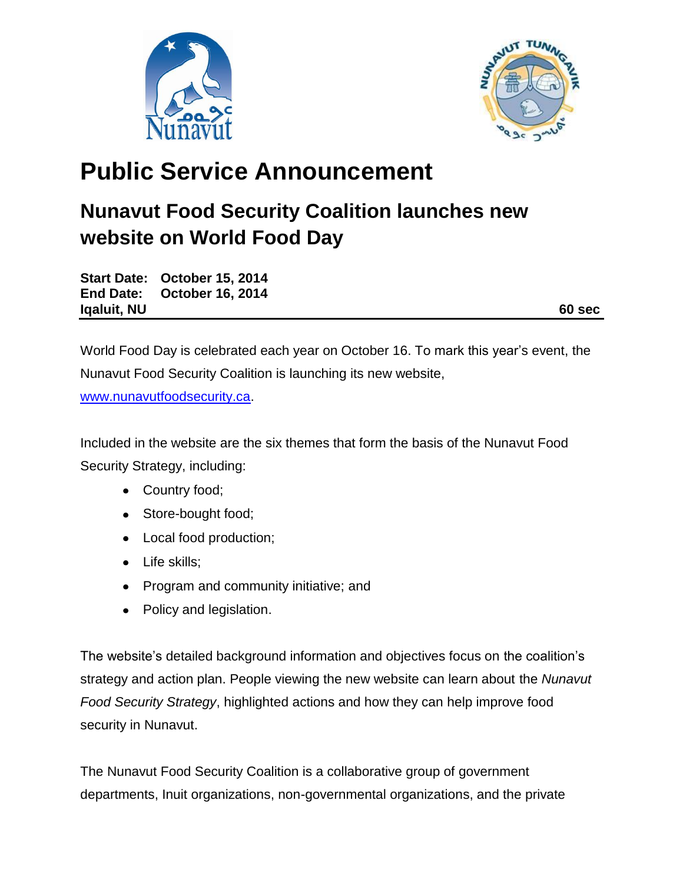# Public Service Announcement

## Nunavut Food Security Coalition launches new website on World Food Day

**Start Date:** **October 15, 2014**
**End Date:** **October 16, 2014**
**Iqaluit, NU** **60 sec**

World Food Day is celebrated each year on October 16. To mark this year's event, the Nunavut Food Security Coalition is launching its new website, [www.nunavutfoodsecurity.ca](http://www.nunavutfoodsecurity.ca).

Included in the website are the six themes that form the basis of the Nunavut Food Security Strategy, including:

- Country food;
- Store-bought food;
- Local food production;
- Life skills;
- Program and community initiative; and
- Policy and legislation.

The website's detailed background information and objectives focus on the coalition's strategy and action plan. People viewing the new website can learn about the *Nunavut Food Security Strategy*, highlighted actions and how they can help improve food security in Nunavut.

The Nunavut Food Security Coalition is a collaborative group of government departments, Inuit organizations, non-governmental organizations, and the private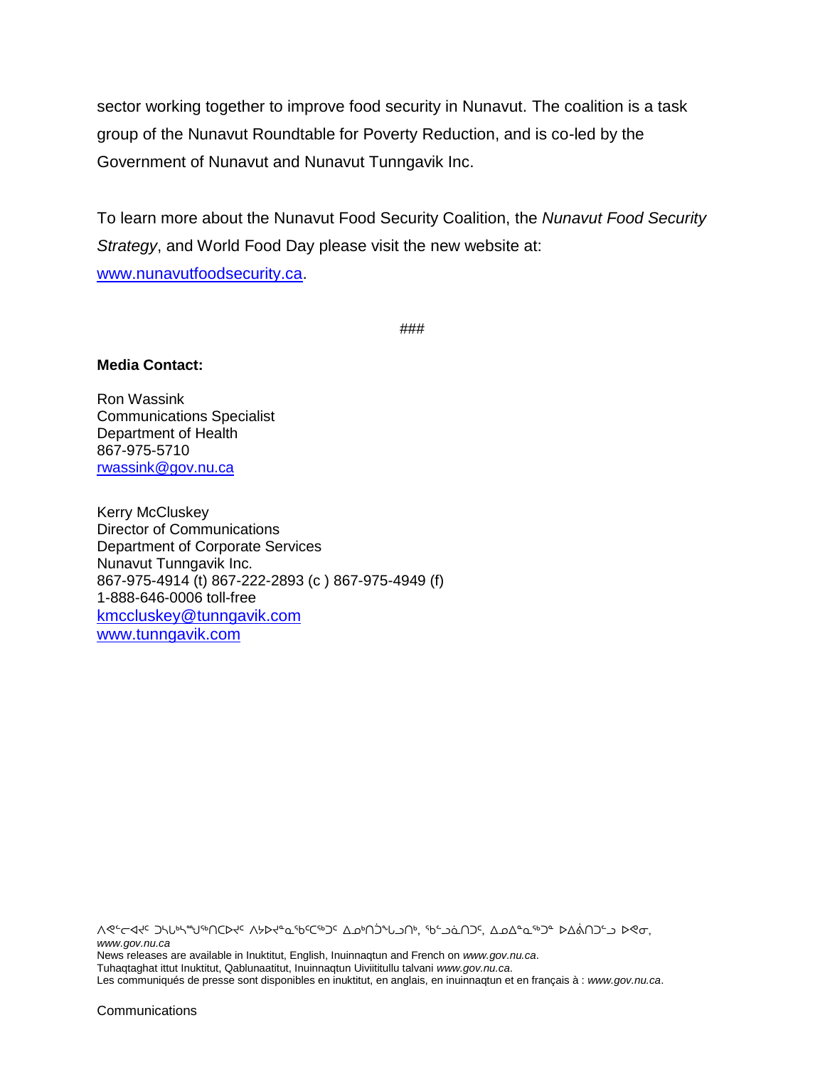sector working together to improve food security in Nunavut. The coalition is a task group of the Nunavut Roundtable for Poverty Reduction, and is co-led by the Government of Nunavut and Nunavut Tunngavik Inc.

To learn more about the Nunavut Food Security Coalition, the *Nunavut Food Security Strategy*, and World Food Day please visit the new website at: www.nunavutfoodsecurity.ca.

###

**Media Contact:**

Ron Wassink
Communications Specialist
Department of Health
867-975-5710
rwassink@gov.nu.ca

Kerry McCluskey
Director of Communications
Department of Corporate Services
Nunavut Tunngavik Inc.
867-975-4914 (t) 867-222-2893 (c ) 867-975-4949 (f)
1-888-646-0006 toll-free
kmccluskey@tunngavik.com
www.tunngavik.com

ᐱᕙᓪᓕᐊᔪᑦ ᑐᓴᕋᕐᓴᙳᖅᑎᑕᐅᔪᑦ ᐱᔭᐅᔪᓐᓇᖅᑕᖅᑐᑦ ᐃᓄᒃᑎᑐᙱᓗᑎᒃ, ᖃᑦᑐᓈᑎᑐᑦ, ᐃᓄᐃᓐᓇᖅᑐᓐ ᐅᐃᕖᑎᑐᓪᓗ ᐅᕙᓂ,
*www.gov.nu.ca*
News releases are available in Inuktitut, English, Inuinnaqtun and French on *www.gov.nu.ca*.
Tuhaqtaghat ittut Inuktitut, Qablunaatitut, Inuinnaqtun Uiviititullu talvani *www.gov.nu.ca*.
Les communiqués de presse sont disponibles en inuktitut, en anglais, en inuinnaqtun et en français à : *www.gov.nu.ca*.

Communications